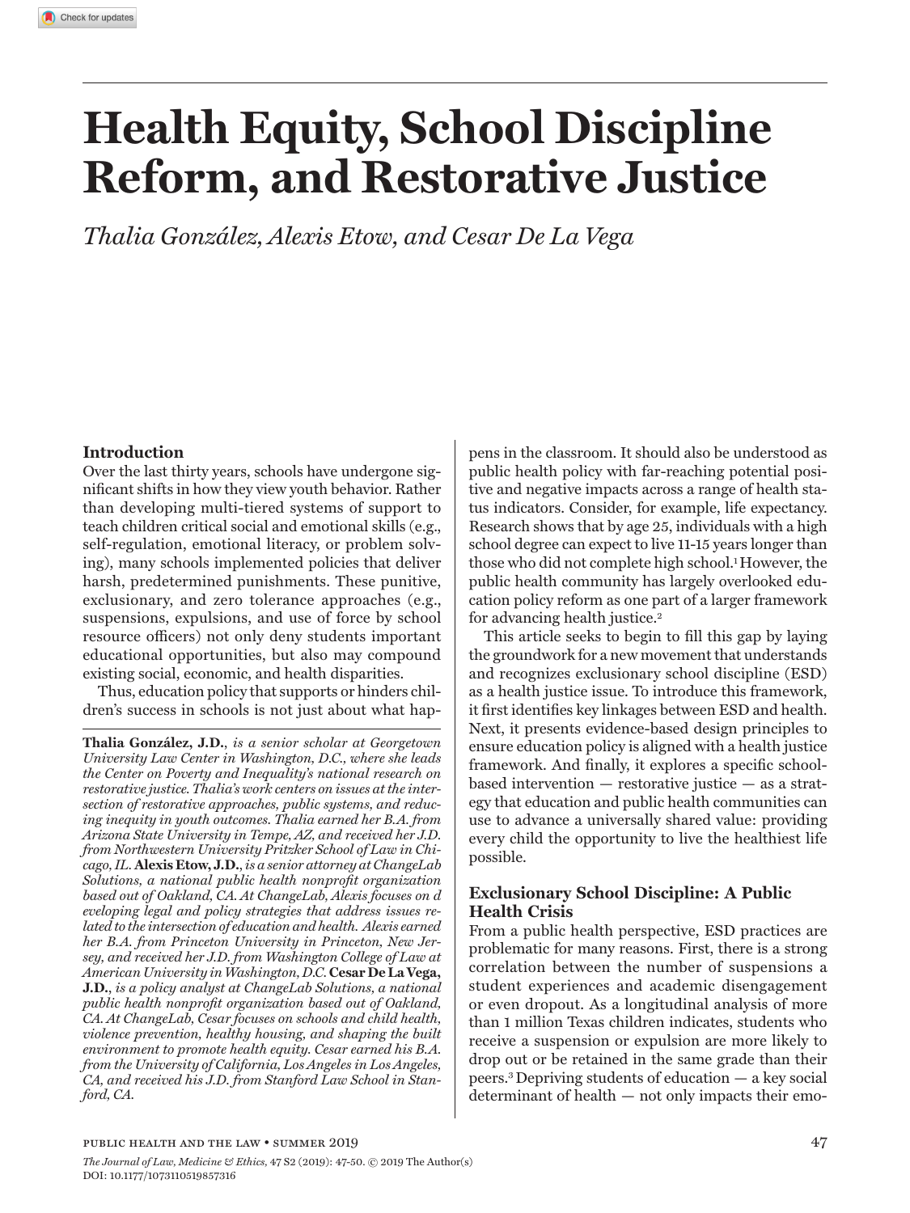# Health Equity, School Discipline Reform, and Restorative Justice

*Thalia González, Alexis Etow, and Cesar De La Vega*

## Introduction

Over the last thirty years, schools have undergone significant shifts in how they view youth behavior. Rather than developing multi-tiered systems of support to teach children critical social and emotional skills (e.g., self-regulation, emotional literacy, or problem solving), many schools implemented policies that deliver harsh, predetermined punishments. These punitive, exclusionary, and zero tolerance approaches (e.g., suspensions, expulsions, and use of force by school resource officers) not only deny students important educational opportunities, but also may compound existing social, economic, and health disparities.

Thus, education policy that supports or hinders children's success in schools is not just about what happens in the classroom. It should also be understood as public health policy with far-reaching potential positive and negative impacts across a range of health status indicators. Consider, for example, life expectancy. Research shows that by age 25, individuals with a high school degree can expect to live 11-15 years longer than those who did not complete high school.[1] However, the public health community has largely overlooked education policy reform as one part of a larger framework for advancing health justice.[2]

This article seeks to begin to fill this gap by laying the groundwork for a new movement that understands and recognizes exclusionary school discipline (ESD) as a health justice issue. To introduce this framework, it first identifies key linkages between ESD and health. Next, it presents evidence-based design principles to ensure education policy is aligned with a health justice framework. And finally, it explores a specific school-based intervention — restorative justice — as a strategy that education and public health communities can use to advance a universally shared value: providing every child the opportunity to live the healthiest life possible.

## Exclusionary School Discipline: A Public Health Crisis

From a public health perspective, ESD practices are problematic for many reasons. First, there is a strong correlation between the number of suspensions a student experiences and academic disengagement or even dropout. As a longitudinal analysis of more than 1 million Texas children indicates, students who receive a suspension or expulsion are more likely to drop out or be retained in the same grade than their peers.[3] Depriving students of education — a key social determinant of health — not only impacts their emo-

**Thalia González, J.D.**, *is a senior scholar at Georgetown University Law Center in Washington, D.C., where she leads the Center on Poverty and Inequality's national research on restorative justice. Thalia's work centers on issues at the intersection of restorative approaches, public systems, and reducing inequity in youth outcomes. Thalia earned her B.A. from Arizona State University in Tempe, AZ, and received her J.D. from Northwestern University Pritzker School of Law in Chicago, IL.* **Alexis Etow, J.D.**, *is a senior attorney at ChangeLab Solutions, a national public health nonprofit organization based out of Oakland, CA. At ChangeLab, Alexis focuses on developing legal and policy strategies that address issues related to the intersection of education and health. Alexis earned her B.A. from Princeton University in Princeton, New Jersey, and received her J.D. from Washington College of Law at American University in Washington, D.C.* **Cesar De La Vega, J.D.**, *is a policy analyst at ChangeLab Solutions, a national public health nonprofit organization based out of Oakland, CA. At ChangeLab, Cesar focuses on schools and child health, violence prevention, healthy housing, and shaping the built environment to promote health equity. Cesar earned his B.A. from the University of California, Los Angeles in Los Angeles, CA, and received his J.D. from Stanford Law School in Stanford, CA.*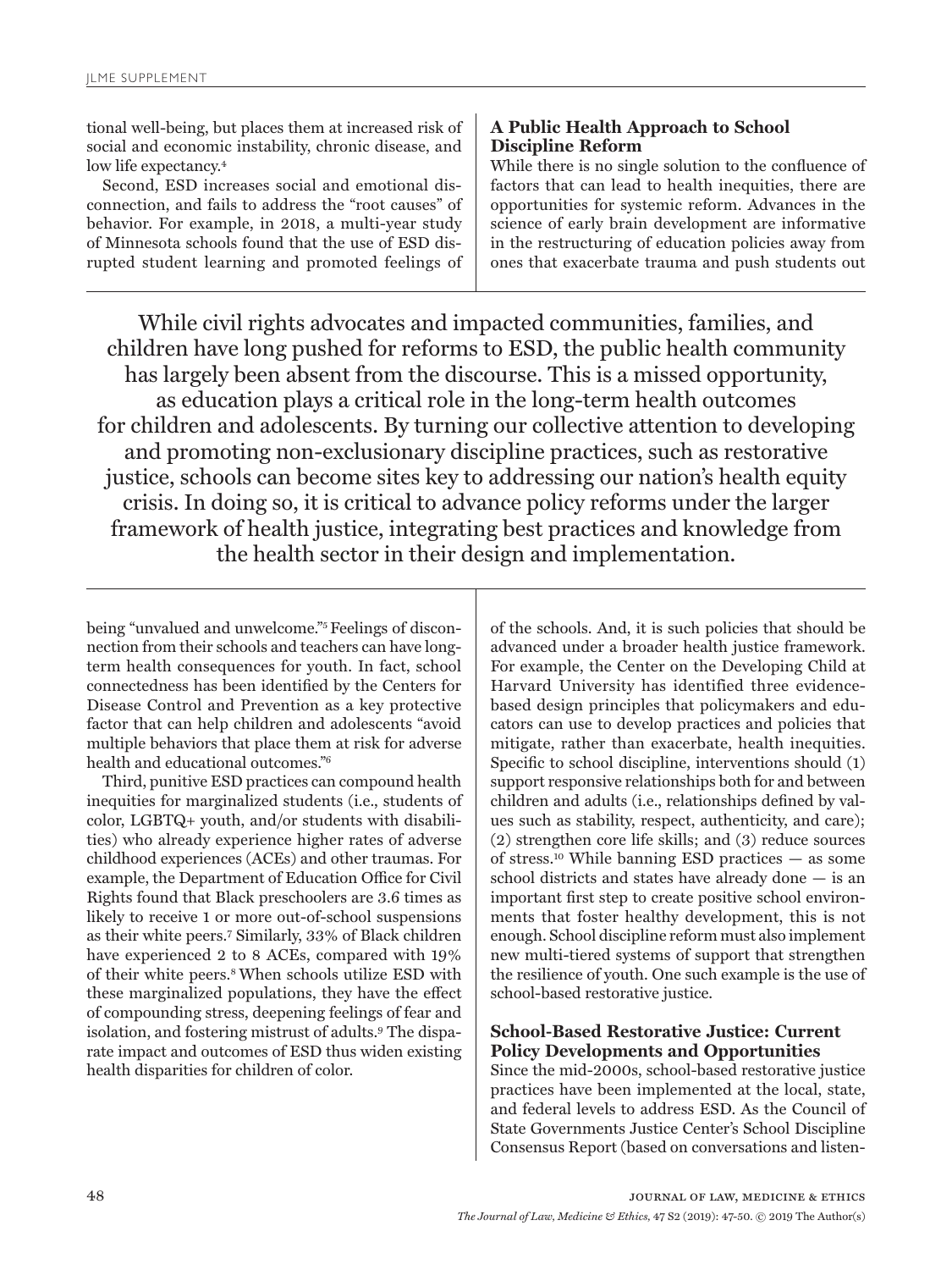tional well-being, but places them at increased risk of social and economic instability, chronic disease, and low life expectancy.[4]

Second, ESD increases social and emotional disconnection, and fails to address the "root causes" of behavior. For example, in 2018, a multi-year study of Minnesota schools found that the use of ESD disrupted student learning and promoted feelings of being "unvalued and unwelcome."[5] Feelings of disconnection from their schools and teachers can have long-term health consequences for youth. In fact, school connectedness has been identified by the Centers for Disease Control and Prevention as a key protective factor that can help children and adolescents "avoid multiple behaviors that place them at risk for adverse health and educational outcomes."[6]

Third, punitive ESD practices can compound health inequities for marginalized students (i.e., students of color, LGBTQ+ youth, and/or students with disabilities) who already experience higher rates of adverse childhood experiences (ACEs) and other traumas. For example, the Department of Education Office for Civil Rights found that Black preschoolers are 3.6 times as likely to receive 1 or more out-of-school suspensions as their white peers.[7] Similarly, 33% of Black children have experienced 2 to 8 ACEs, compared with 19% of their white peers.[8] When schools utilize ESD with these marginalized populations, they have the effect of compounding stress, deepening feelings of fear and isolation, and fostering mistrust of adults.[9] The disparate impact and outcomes of ESD thus widen existing health disparities for children of color.

> While civil rights advocates and impacted communities, families, and children have long pushed for reforms to ESD, the public health community has largely been absent from the discourse. This is a missed opportunity, as education plays a critical role in the long-term health outcomes for children and adolescents. By turning our collective attention to developing and promoting non-exclusionary discipline practices, such as restorative justice, schools can become sites key to addressing our nation's health equity crisis. In doing so, it is critical to advance policy reforms under the larger framework of health justice, integrating best practices and knowledge from the health sector in their design and implementation.

## A Public Health Approach to School Discipline Reform

While there is no single solution to the confluence of factors that can lead to health inequities, there are opportunities for systemic reform. Advances in the science of early brain development are informative in the restructuring of education policies away from ones that exacerbate trauma and push students out of the schools. And, it is such policies that should be advanced under a broader health justice framework. For example, the Center on the Developing Child at Harvard University has identified three evidence-based design principles that policymakers and educators can use to develop practices and policies that mitigate, rather than exacerbate, health inequities. Specific to school discipline, interventions should (1) support responsive relationships both for and between children and adults (i.e., relationships defined by values such as stability, respect, authenticity, and care); (2) strengthen core life skills; and (3) reduce sources of stress.[10] While banning ESD practices — as some school districts and states have already done — is an important first step to create positive school environments that foster healthy development, this is not enough. School discipline reform must also implement new multi-tiered systems of support that strengthen the resilience of youth. One such example is the use of school-based restorative justice.

## School-Based Restorative Justice: Current Policy Developments and Opportunities

Since the mid-2000s, school-based restorative justice practices have been implemented at the local, state, and federal levels to address ESD. As the Council of State Governments Justice Center's School Discipline Consensus Report (based on conversations and listen-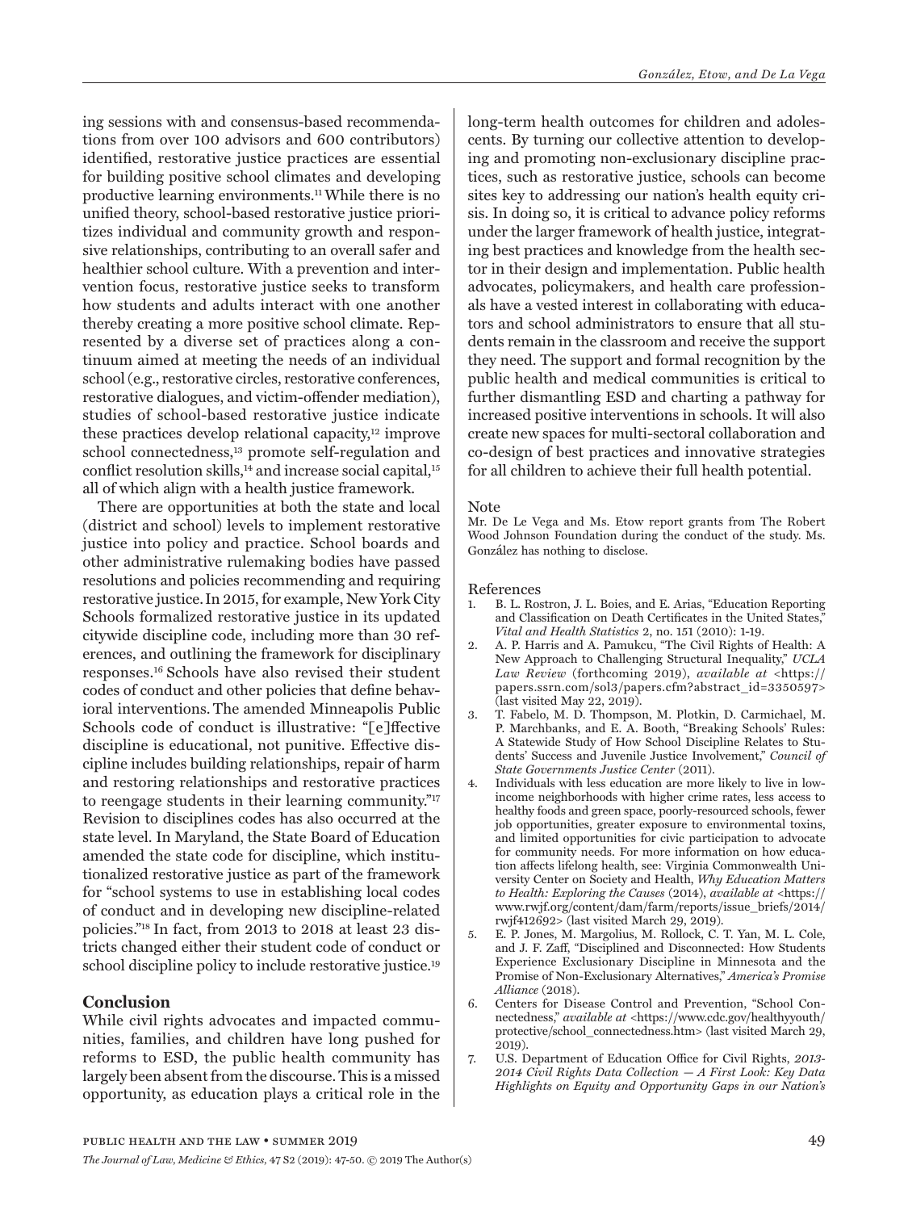ing sessions with and consensus-based recommendations from over 100 advisors and 600 contributors) identified, restorative justice practices are essential for building positive school climates and developing productive learning environments.[11] While there is no unified theory, school-based restorative justice prioritizes individual and community growth and responsive relationships, contributing to an overall safer and healthier school culture. With a prevention and intervention focus, restorative justice seeks to transform how students and adults interact with one another thereby creating a more positive school climate. Represented by a diverse set of practices along a continuum aimed at meeting the needs of an individual school (e.g., restorative circles, restorative conferences, restorative dialogues, and victim-offender mediation), studies of school-based restorative justice indicate these practices develop relational capacity,[12] improve school connectedness,[13] promote self-regulation and conflict resolution skills,[14] and increase social capital,[15] all of which align with a health justice framework.

There are opportunities at both the state and local (district and school) levels to implement restorative justice into policy and practice. School boards and other administrative rulemaking bodies have passed resolutions and policies recommending and requiring restorative justice. In 2015, for example, New York City Schools formalized restorative justice in its updated citywide discipline code, including more than 30 references, and outlining the framework for disciplinary responses.[16] Schools have also revised their student codes of conduct and other policies that define behavioral interventions. The amended Minneapolis Public Schools code of conduct is illustrative: "[e]ffective discipline is educational, not punitive. Effective discipline includes building relationships, repair of harm and restoring relationships and restorative practices to reengage students in their learning community."[17] Revision to disciplines codes has also occurred at the state level. In Maryland, the State Board of Education amended the state code for discipline, which institutionalized restorative justice as part of the framework for "school systems to use in establishing local codes of conduct and in developing new discipline-related policies."[18] In fact, from 2013 to 2018 at least 23 districts changed either their student code of conduct or school discipline policy to include restorative justice.[19]

## Conclusion

While civil rights advocates and impacted communities, families, and children have long pushed for reforms to ESD, the public health community has largely been absent from the discourse. This is a missed opportunity, as education plays a critical role in the long-term health outcomes for children and adolescents. By turning our collective attention to developing and promoting non-exclusionary discipline practices, such as restorative justice, schools can become sites key to addressing our nation's health equity crisis. In doing so, it is critical to advance policy reforms under the larger framework of health justice, integrating best practices and knowledge from the health sector in their design and implementation. Public health advocates, policymakers, and health care professionals have a vested interest in collaborating with educators and school administrators to ensure that all students remain in the classroom and receive the support they need. The support and formal recognition by the public health and medical communities is critical to further dismantling ESD and charting a pathway for increased positive interventions in schools. It will also create new spaces for multi-sectoral collaboration and co-design of best practices and innovative strategies for all children to achieve their full health potential.

### Note

Mr. De Le Vega and Ms. Etow report grants from The Robert Wood Johnson Foundation during the conduct of the study. Ms. González has nothing to disclose.

### References

1. B. L. Rostron, J. L. Boies, and E. Arias, "Education Reporting and Classification on Death Certificates in the United States," *Vital and Health Statistics* 2, no. 151 (2010): 1-19.
2. A. P. Harris and A. Pamukcu, "The Civil Rights of Health: A New Approach to Challenging Structural Inequality," *UCLA Law Review* (forthcoming 2019), *available at* <https://papers.ssrn.com/sol3/papers.cfm?abstract_id=3350597> (last visited May 22, 2019).
3. T. Fabelo, M. D. Thompson, M. Plotkin, D. Carmichael, M. P. Marchbanks, and E. A. Booth, "Breaking Schools' Rules: A Statewide Study of How School Discipline Relates to Students' Success and Juvenile Justice Involvement," *Council of State Governments Justice Center* (2011).
4. Individuals with less education are more likely to live in low-income neighborhoods with higher crime rates, less access to healthy foods and green space, poorly-resourced schools, fewer job opportunities, greater exposure to environmental toxins, and limited opportunities for civic participation to advocate for community needs. For more information on how education affects lifelong health, see: Virginia Commonwealth University Center on Society and Health, *Why Education Matters to Health: Exploring the Causes* (2014), *available at* <https://www.rwjf.org/content/dam/farm/reports/issue_briefs/2014/rwjf412692> (last visited March 29, 2019).
5. E. P. Jones, M. Margolius, M. Rollock, C. T. Yan, M. L. Cole, and J. F. Zaff, "Disciplined and Disconnected: How Students Experience Exclusionary Discipline in Minnesota and the Promise of Non-Exclusionary Alternatives," *America's Promise Alliance* (2018).
6. Centers for Disease Control and Prevention, "School Connectedness," *available at* <https://www.cdc.gov/healthyyouth/protective/school_connectedness.htm> (last visited March 29, 2019).
7. U.S. Department of Education Office for Civil Rights, *2013-2014 Civil Rights Data Collection — A First Look: Key Data Highlights on Equity and Opportunity Gaps in our Nation's*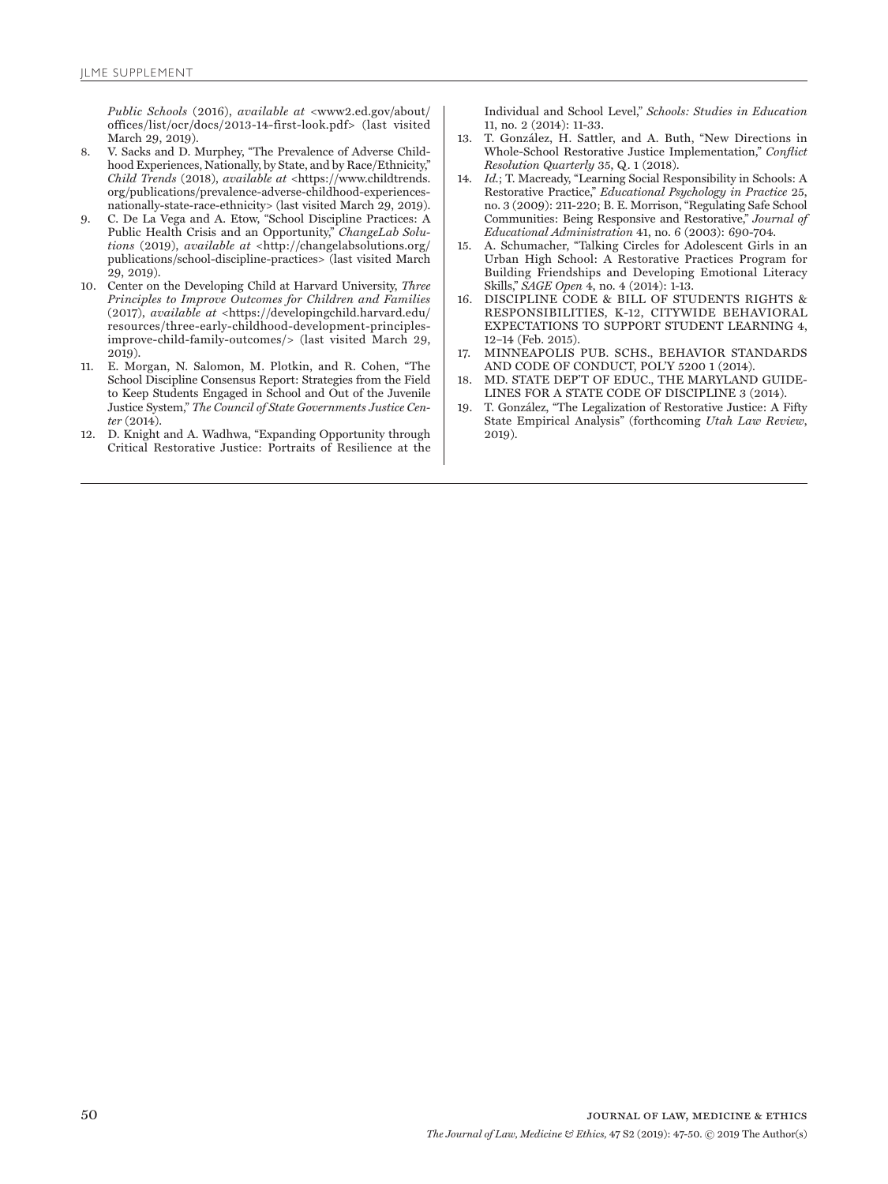*Public Schools* (2016), *available at* <www2.ed.gov/about/offices/list/ocr/docs/2013-14-first-look.pdf> (last visited March 29, 2019).

8. V. Sacks and D. Murphey, "The Prevalence of Adverse Childhood Experiences, Nationally, by State, and by Race/Ethnicity," *Child Trends* (2018), *available at* <https://www.childtrends.org/publications/prevalence-adverse-childhood-experiences-nationally-state-race-ethnicity> (last visited March 29, 2019).
9. C. De La Vega and A. Etow, "School Discipline Practices: A Public Health Crisis and an Opportunity," *ChangeLab Solutions* (2019), *available at* <http://changelabsolutions.org/publications/school-discipline-practices> (last visited March 29, 2019).
10. Center on the Developing Child at Harvard University, *Three Principles to Improve Outcomes for Children and Families* (2017), *available at* <https://developingchild.harvard.edu/resources/three-early-childhood-development-principles-improve-child-family-outcomes/> (last visited March 29, 2019).
11. E. Morgan, N. Salomon, M. Plotkin, and R. Cohen, "The School Discipline Consensus Report: Strategies from the Field to Keep Students Engaged in School and Out of the Juvenile Justice System," *The Council of State Governments Justice Center* (2014).
12. D. Knight and A. Wadhwa, "Expanding Opportunity through Critical Restorative Justice: Portraits of Resilience at the Individual and School Level," *Schools: Studies in Education* 11, no. 2 (2014): 11-33.
13. T. González, H. Sattler, and A. Buth, "New Directions in Whole-School Restorative Justice Implementation," *Conflict Resolution Quarterly* 35, Q. 1 (2018).
14. *Id.*; T. Macready, "Learning Social Responsibility in Schools: A Restorative Practice," *Educational Psychology in Practice* 25, no. 3 (2009): 211-220; B. E. Morrison, "Regulating Safe School Communities: Being Responsive and Restorative," *Journal of Educational Administration* 41, no. 6 (2003): 690-704.
15. A. Schumacher, "Talking Circles for Adolescent Girls in an Urban High School: A Restorative Practices Program for Building Friendships and Developing Emotional Literacy Skills," *SAGE Open* 4, no. 4 (2014): 1-13.
16. DISCIPLINE CODE & BILL OF STUDENTS RIGHTS & RESPONSIBILITIES, K-12, CITYWIDE BEHAVIORAL EXPECTATIONS TO SUPPORT STUDENT LEARNING 4, 12–14 (Feb. 2015).
17. MINNEAPOLIS PUB. SCHS., BEHAVIOR STANDARDS AND CODE OF CONDUCT, POL'Y 5200 1 (2014).
18. MD. STATE DEP'T OF EDUC., THE MARYLAND GUIDELINES FOR A STATE CODE OF DISCIPLINE 3 (2014).
19. T. González, "The Legalization of Restorative Justice: A Fifty State Empirical Analysis" (forthcoming *Utah Law Review*, 2019).